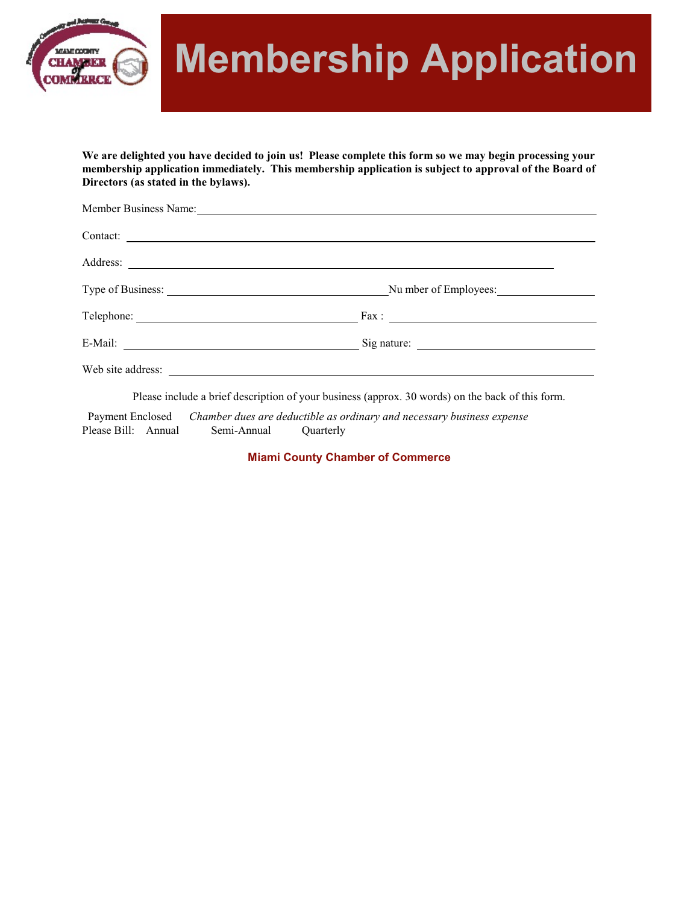# Membership Application

**We are delighted you have decided to join us! Please complete this form so we may begin processing your membership application immediately. This membership application is subject to approval of the Board of Directors (as stated in the bylaws).**

Member Business Name: ______________________________________________

Contact: ______________________________________________

Address: ______________________________________________

Type of Business: ______________________ Nu mber of Employees: __________

Telephone: ______________________ Fax : ______________________

E-Mail: ______________________ Sig nature: ______________________

Web site address: ______________________________________________

Please include a brief description of your business (approx. 30 words) on the back of this form.

Payment Enclosed *Chamber dues are deductible as ordinary and necessary business expense*

Please Bill: Annual Semi-Annual Quarterly

**Miami County Chamber of Commerce**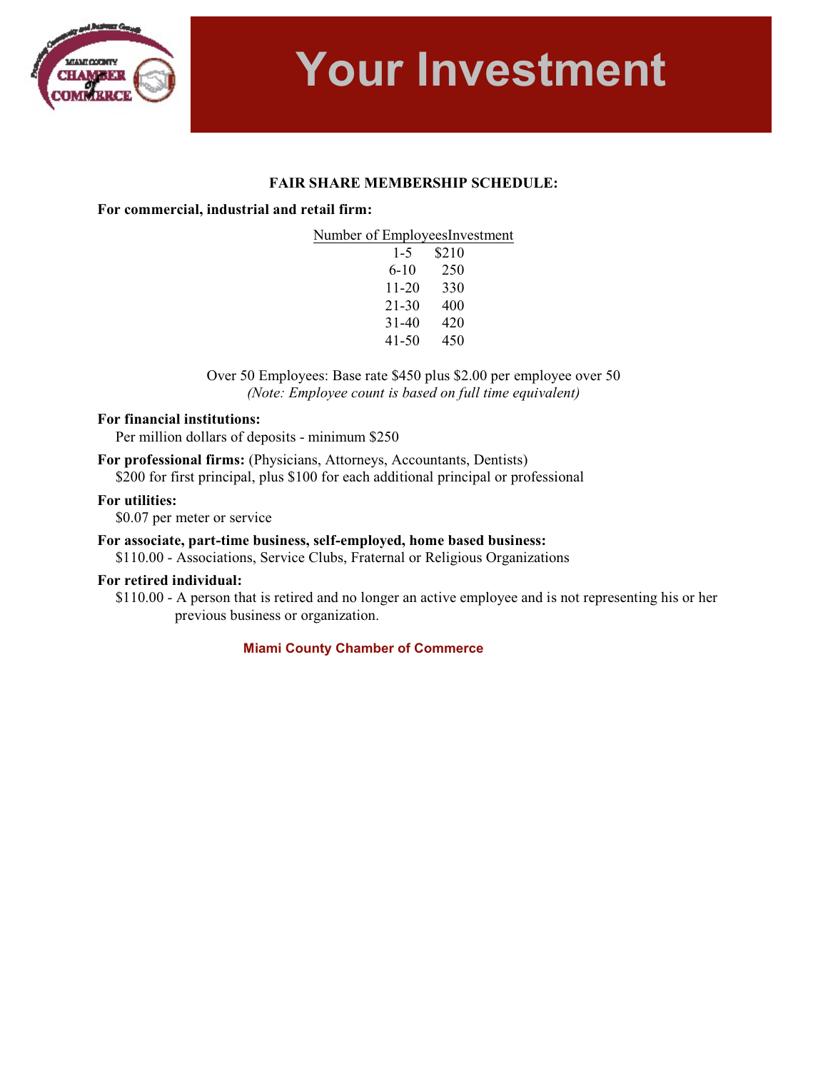# Your Investment

**FAIR SHARE MEMBERSHIP SCHEDULE:**

**For commercial, industrial and retail firm:**

| Number of Employees | Investment |
|---|---|
| 1-5 | $210 |
| 6-10 | 250 |
| 11-20 | 330 |
| 21-30 | 400 |
| 31-40 | 420 |
| 41-50 | 450 |

Over 50 Employees: Base rate $450 plus $2.00 per employee over 50
*(Note: Employee count is based on full time equivalent)*

**For financial institutions:**
Per million dollars of deposits - minimum $250

**For professional firms:** (Physicians, Attorneys, Accountants, Dentists)
$200 for first principal, plus $100 for each additional principal or professional

**For utilities:**
$0.07 per meter or service

**For associate, part-time business, self-employed, home based business:**
$110.00 - Associations, Service Clubs, Fraternal or Religious Organizations

**For retired individual:**
$110.00 - A person that is retired and no longer an active employee and is not representing his or her previous business or organization.

**Miami County Chamber of Commerce**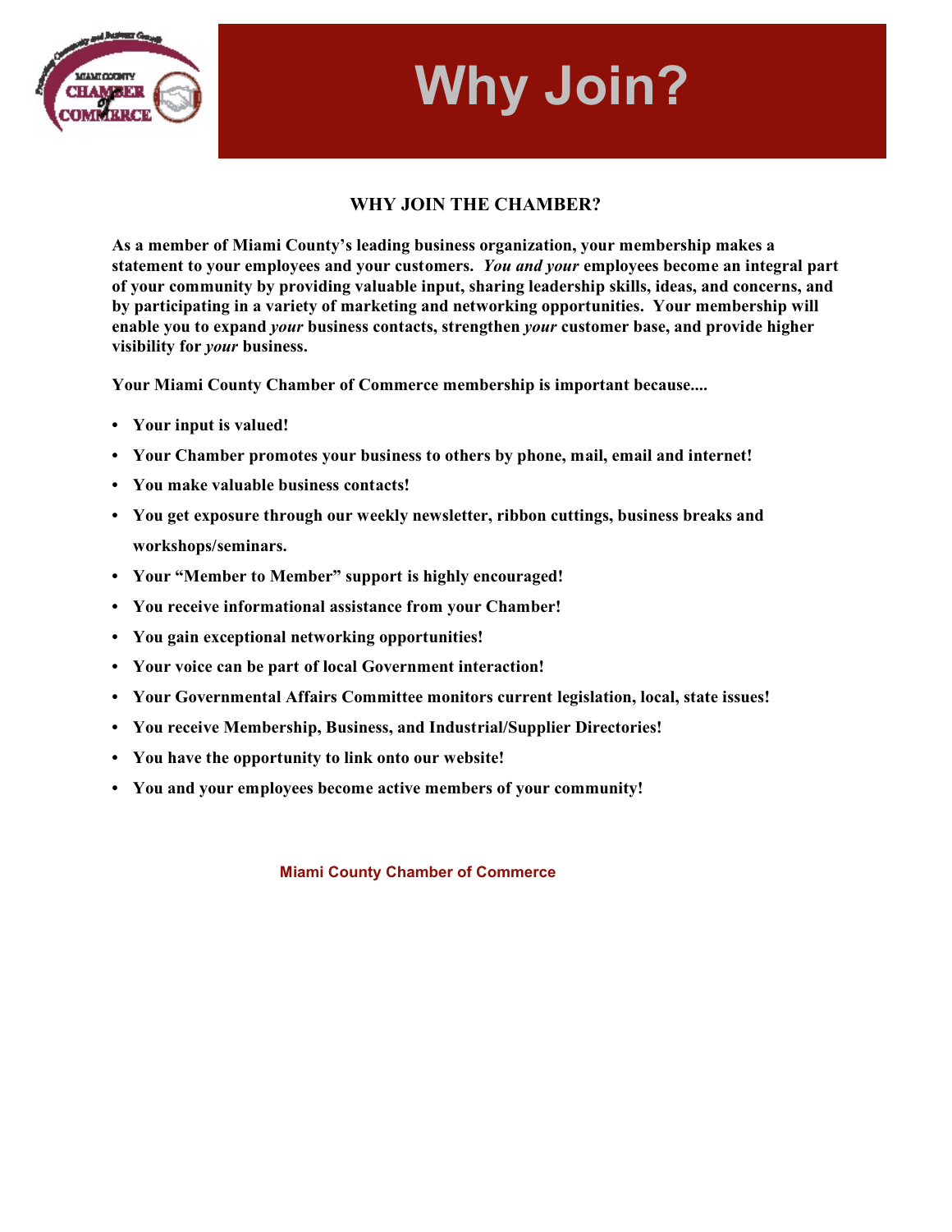# Why Join?

## WHY JOIN THE CHAMBER?

**As a member of Miami County's leading business organization, your membership makes a statement to your employees and your customers. *You and your* employees become an integral part of your community by providing valuable input, sharing leadership skills, ideas, and concerns, and by participating in a variety of marketing and networking opportunities. Your membership will enable you to expand *your* business contacts, strengthen *your* customer base, and provide higher visibility for *your* business.**

**Your Miami County Chamber of Commerce membership is important because....**

- **Your input is valued!**
- **Your Chamber promotes your business to others by phone, mail, email and internet!**
- **You make valuable business contacts!**
- **You get exposure through our weekly newsletter, ribbon cuttings, business breaks and workshops/seminars.**
- **Your "Member to Member" support is highly encouraged!**
- **You receive informational assistance from your Chamber!**
- **You gain exceptional networking opportunities!**
- **Your voice can be part of local Government interaction!**
- **Your Governmental Affairs Committee monitors current legislation, local, state issues!**
- **You receive Membership, Business, and Industrial/Supplier Directories!**
- **You have the opportunity to link onto our website!**
- **You and your employees become active members of your community!**

**Miami County Chamber of Commerce**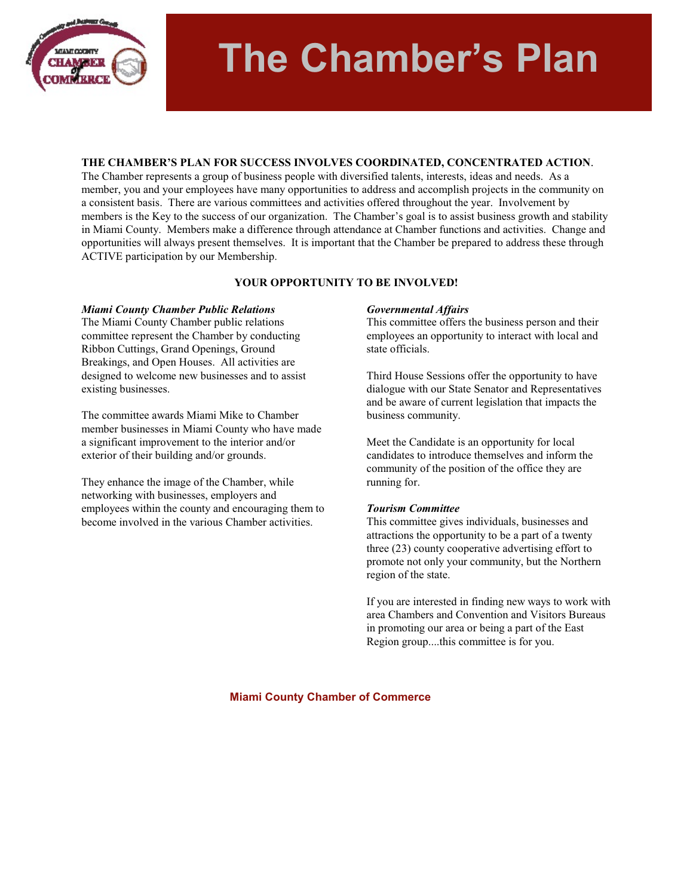# The Chamber's Plan

**THE CHAMBER'S PLAN FOR SUCCESS INVOLVES COORDINATED, CONCENTRATED ACTION**. The Chamber represents a group of business people with diversified talents, interests, ideas and needs. As a member, you and your employees have many opportunities to address and accomplish projects in the community on a consistent basis. There are various committees and activities offered throughout the year. Involvement by members is the Key to the success of our organization. The Chamber's goal is to assist business growth and stability in Miami County. Members make a difference through attendance at Chamber functions and activities. Change and opportunities will always present themselves. It is important that the Chamber be prepared to address these through ACTIVE participation by our Membership.

**YOUR OPPORTUNITY TO BE INVOLVED!**

***Miami County Chamber Public Relations***

The Miami County Chamber public relations committee represent the Chamber by conducting Ribbon Cuttings, Grand Openings, Ground Breakings, and Open Houses. All activities are designed to welcome new businesses and to assist existing businesses.

The committee awards Miami Mike to Chamber member businesses in Miami County who have made a significant improvement to the interior and/or exterior of their building and/or grounds.

They enhance the image of the Chamber, while networking with businesses, employers and employees within the county and encouraging them to become involved in the various Chamber activities.

***Governmental Affairs***

This committee offers the business person and their employees an opportunity to interact with local and state officials.

Third House Sessions offer the opportunity to have dialogue with our State Senator and Representatives and be aware of current legislation that impacts the business community.

Meet the Candidate is an opportunity for local candidates to introduce themselves and inform the community of the position of the office they are running for.

***Tourism Committee***

This committee gives individuals, businesses and attractions the opportunity to be a part of a twenty three (23) county cooperative advertising effort to promote not only your community, but the Northern region of the state.

If you are interested in finding new ways to work with area Chambers and Convention and Visitors Bureaus in promoting our area or being a part of the East Region group....this committee is for you.

**Miami County Chamber of Commerce**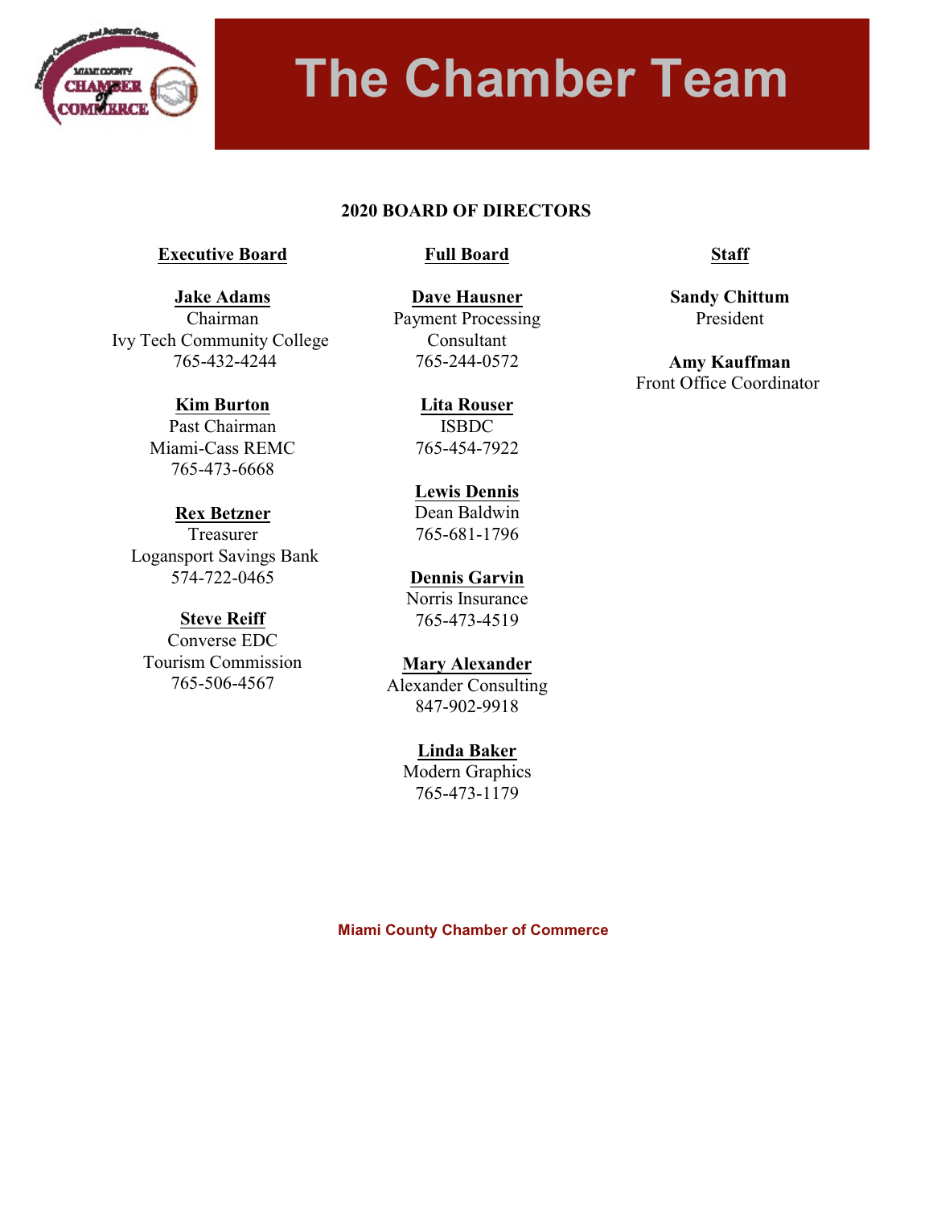# The Chamber Team

## 2020 BOARD OF DIRECTORS

### Executive Board

**Jake Adams**
Chairman
Ivy Tech Community College
765-432-4244

**Kim Burton**
Past Chairman
Miami-Cass REMC
765-473-6668

**Rex Betzner**
Treasurer
Logansport Savings Bank
574-722-0465

**Steve Reiff**
Converse EDC
Tourism Commission
765-506-4567

### Full Board

**Dave Hausner**
Payment Processing
Consultant
765-244-0572

**Lita Rouser**
ISBDC
765-454-7922

**Lewis Dennis**
Dean Baldwin
765-681-1796

**Dennis Garvin**
Norris Insurance
765-473-4519

**Mary Alexander**
Alexander Consulting
847-902-9918

**Linda Baker**
Modern Graphics
765-473-1179

### Staff

**Sandy Chittum**
President

**Amy Kauffman**
Front Office Coordinator

Miami County Chamber of Commerce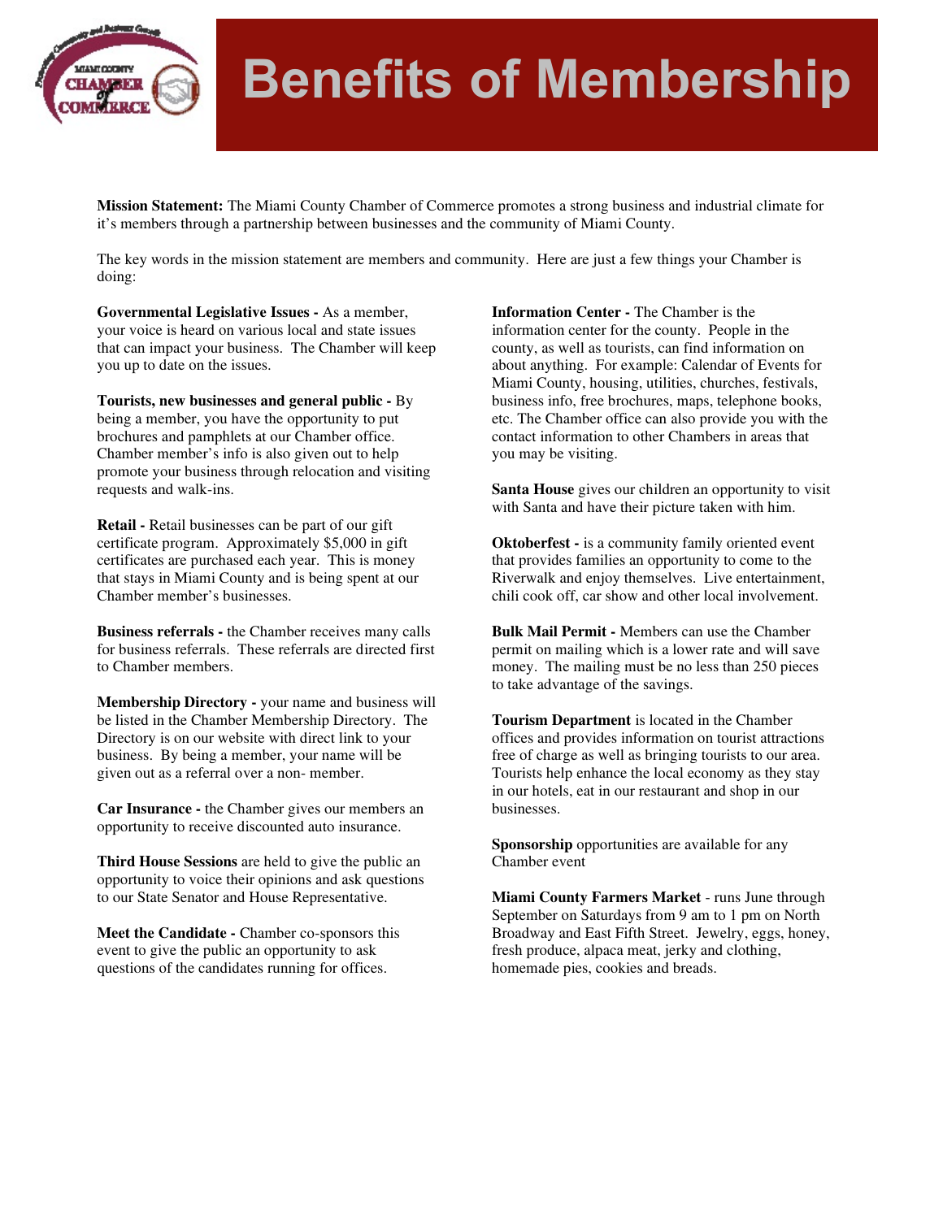# Benefits of Membership

**Mission Statement:** The Miami County Chamber of Commerce promotes a strong business and industrial climate for it's members through a partnership between businesses and the community of Miami County.

The key words in the mission statement are members and community. Here are just a few things your Chamber is doing:

**Governmental Legislative Issues -** As a member, your voice is heard on various local and state issues that can impact your business. The Chamber will keep you up to date on the issues.

**Tourists, new businesses and general public -** By being a member, you have the opportunity to put brochures and pamphlets at our Chamber office. Chamber member's info is also given out to help promote your business through relocation and visiting requests and walk-ins.

**Retail -** Retail businesses can be part of our gift certificate program. Approximately $5,000 in gift certificates are purchased each year. This is money that stays in Miami County and is being spent at our Chamber member's businesses.

**Business referrals -** the Chamber receives many calls for business referrals. These referrals are directed first to Chamber members.

**Membership Directory -** your name and business will be listed in the Chamber Membership Directory. The Directory is on our website with direct link to your business. By being a member, your name will be given out as a referral over a non- member.

**Car Insurance -** the Chamber gives our members an opportunity to receive discounted auto insurance.

**Third House Sessions** are held to give the public an opportunity to voice their opinions and ask questions to our State Senator and House Representative.

**Meet the Candidate -** Chamber co-sponsors this event to give the public an opportunity to ask questions of the candidates running for offices.

**Information Center -** The Chamber is the information center for the county. People in the county, as well as tourists, can find information on about anything. For example: Calendar of Events for Miami County, housing, utilities, churches, festivals, business info, free brochures, maps, telephone books, etc. The Chamber office can also provide you with the contact information to other Chambers in areas that you may be visiting.

**Santa House** gives our children an opportunity to visit with Santa and have their picture taken with him.

**Oktoberfest -** is a community family oriented event that provides families an opportunity to come to the Riverwalk and enjoy themselves. Live entertainment, chili cook off, car show and other local involvement.

**Bulk Mail Permit -** Members can use the Chamber permit on mailing which is a lower rate and will save money. The mailing must be no less than 250 pieces to take advantage of the savings.

**Tourism Department** is located in the Chamber offices and provides information on tourist attractions free of charge as well as bringing tourists to our area. Tourists help enhance the local economy as they stay in our hotels, eat in our restaurant and shop in our businesses.

**Sponsorship** opportunities are available for any Chamber event

**Miami County Farmers Market** - runs June through September on Saturdays from 9 am to 1 pm on North Broadway and East Fifth Street. Jewelry, eggs, honey, fresh produce, alpaca meat, jerky and clothing, homemade pies, cookies and breads.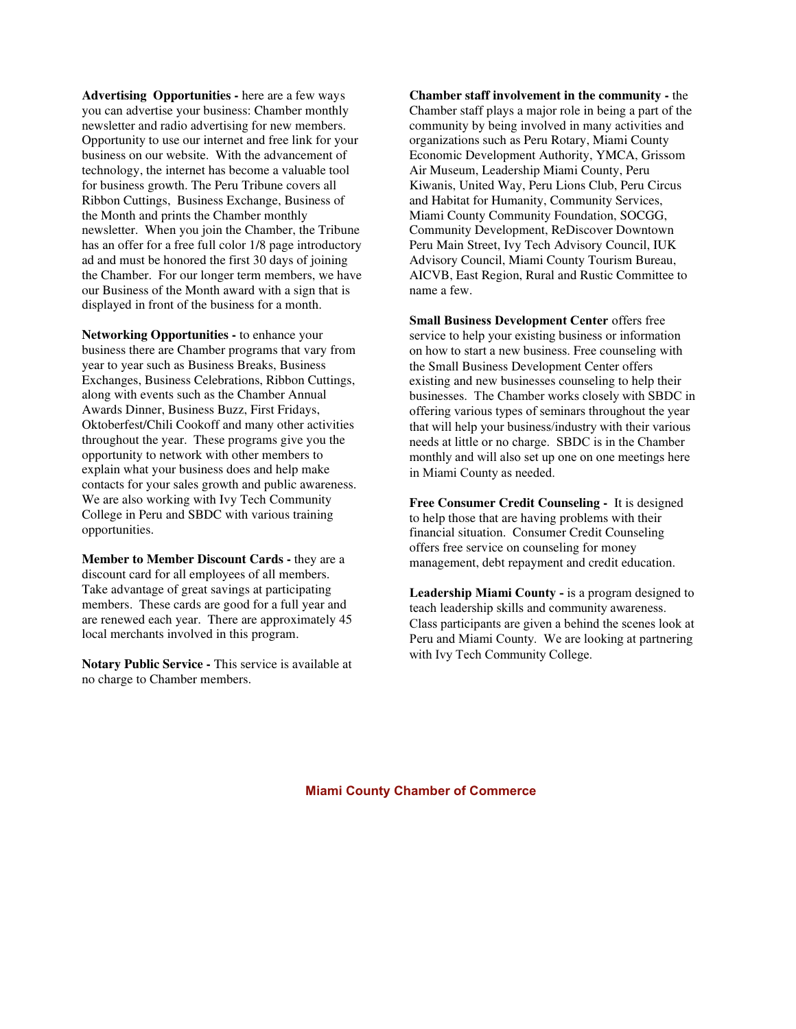**Advertising Opportunities -** here are a few ways you can advertise your business: Chamber monthly newsletter and radio advertising for new members. Opportunity to use our internet and free link for your business on our website. With the advancement of technology, the internet has become a valuable tool for business growth. The Peru Tribune covers all Ribbon Cuttings, Business Exchange, Business of the Month and prints the Chamber monthly newsletter. When you join the Chamber, the Tribune has an offer for a free full color 1/8 page introductory ad and must be honored the first 30 days of joining the Chamber. For our longer term members, we have our Business of the Month award with a sign that is displayed in front of the business for a month.

**Networking Opportunities -** to enhance your business there are Chamber programs that vary from year to year such as Business Breaks, Business Exchanges, Business Celebrations, Ribbon Cuttings, along with events such as the Chamber Annual Awards Dinner, Business Buzz, First Fridays, Oktoberfest/Chili Cookoff and many other activities throughout the year. These programs give you the opportunity to network with other members to explain what your business does and help make contacts for your sales growth and public awareness. We are also working with Ivy Tech Community College in Peru and SBDC with various training opportunities.

**Member to Member Discount Cards -** they are a discount card for all employees of all members. Take advantage of great savings at participating members. These cards are good for a full year and are renewed each year. There are approximately 45 local merchants involved in this program.

**Notary Public Service -** This service is available at no charge to Chamber members.

**Chamber staff involvement in the community -** the Chamber staff plays a major role in being a part of the community by being involved in many activities and organizations such as Peru Rotary, Miami County Economic Development Authority, YMCA, Grissom Air Museum, Leadership Miami County, Peru Kiwanis, United Way, Peru Lions Club, Peru Circus and Habitat for Humanity, Community Services, Miami County Community Foundation, SOCGG, Community Development, ReDiscover Downtown Peru Main Street, Ivy Tech Advisory Council, IUK Advisory Council, Miami County Tourism Bureau, AICVB, East Region, Rural and Rustic Committee to name a few.

**Small Business Development Center** offers free service to help your existing business or information on how to start a new business. Free counseling with the Small Business Development Center offers existing and new businesses counseling to help their businesses. The Chamber works closely with SBDC in offering various types of seminars throughout the year that will help your business/industry with their various needs at little or no charge. SBDC is in the Chamber monthly and will also set up one on one meetings here in Miami County as needed.

**Free Consumer Credit Counseling -** It is designed to help those that are having problems with their financial situation. Consumer Credit Counseling offers free service on counseling for money management, debt repayment and credit education.

**Leadership Miami County -** is a program designed to teach leadership skills and community awareness. Class participants are given a behind the scenes look at Peru and Miami County. We are looking at partnering with Ivy Tech Community College.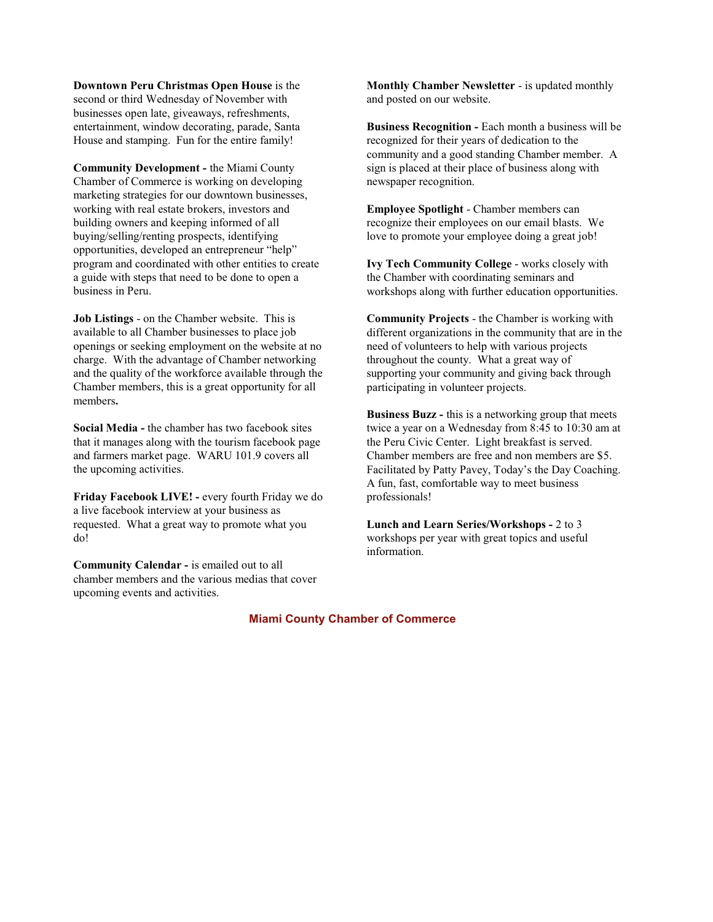**Downtown Peru Christmas Open House** is the second or third Wednesday of November with businesses open late, giveaways, refreshments, entertainment, window decorating, parade, Santa House and stamping. Fun for the entire family!

**Community Development -** the Miami County Chamber of Commerce is working on developing marketing strategies for our downtown businesses, working with real estate brokers, investors and building owners and keeping informed of all buying/selling/renting prospects, identifying opportunities, developed an entrepreneur "help" program and coordinated with other entities to create a guide with steps that need to be done to open a business in Peru.

**Job Listings** - on the Chamber website. This is available to all Chamber businesses to place job openings or seeking employment on the website at no charge. With the advantage of Chamber networking and the quality of the workforce available through the Chamber members, this is a great opportunity for all members**.**

**Social Media -** the chamber has two facebook sites that it manages along with the tourism facebook page and farmers market page. WARU 101.9 covers all the upcoming activities.

**Friday Facebook LIVE! -** every fourth Friday we do a live facebook interview at your business as requested. What a great way to promote what you do!

**Community Calendar -** is emailed out to all chamber members and the various medias that cover upcoming events and activities.

**Monthly Chamber Newsletter** - is updated monthly and posted on our website.

**Business Recognition -** Each month a business will be recognized for their years of dedication to the community and a good standing Chamber member. A sign is placed at their place of business along with newspaper recognition.

**Employee Spotlight** - Chamber members can recognize their employees on our email blasts. We love to promote your employee doing a great job!

**Ivy Tech Community College** - works closely with the Chamber with coordinating seminars and workshops along with further education opportunities.

**Community Projects** - the Chamber is working with different organizations in the community that are in the need of volunteers to help with various projects throughout the county. What a great way of supporting your community and giving back through participating in volunteer projects.

**Business Buzz -** this is a networking group that meets twice a year on a Wednesday from 8:45 to 10:30 am at the Peru Civic Center. Light breakfast is served. Chamber members are free and non members are $5. Facilitated by Patty Pavey, Today's the Day Coaching. A fun, fast, comfortable way to meet business professionals!

**Lunch and Learn Series/Workshops -** 2 to 3 workshops per year with great topics and useful information.

**Miami County Chamber of Commerce**